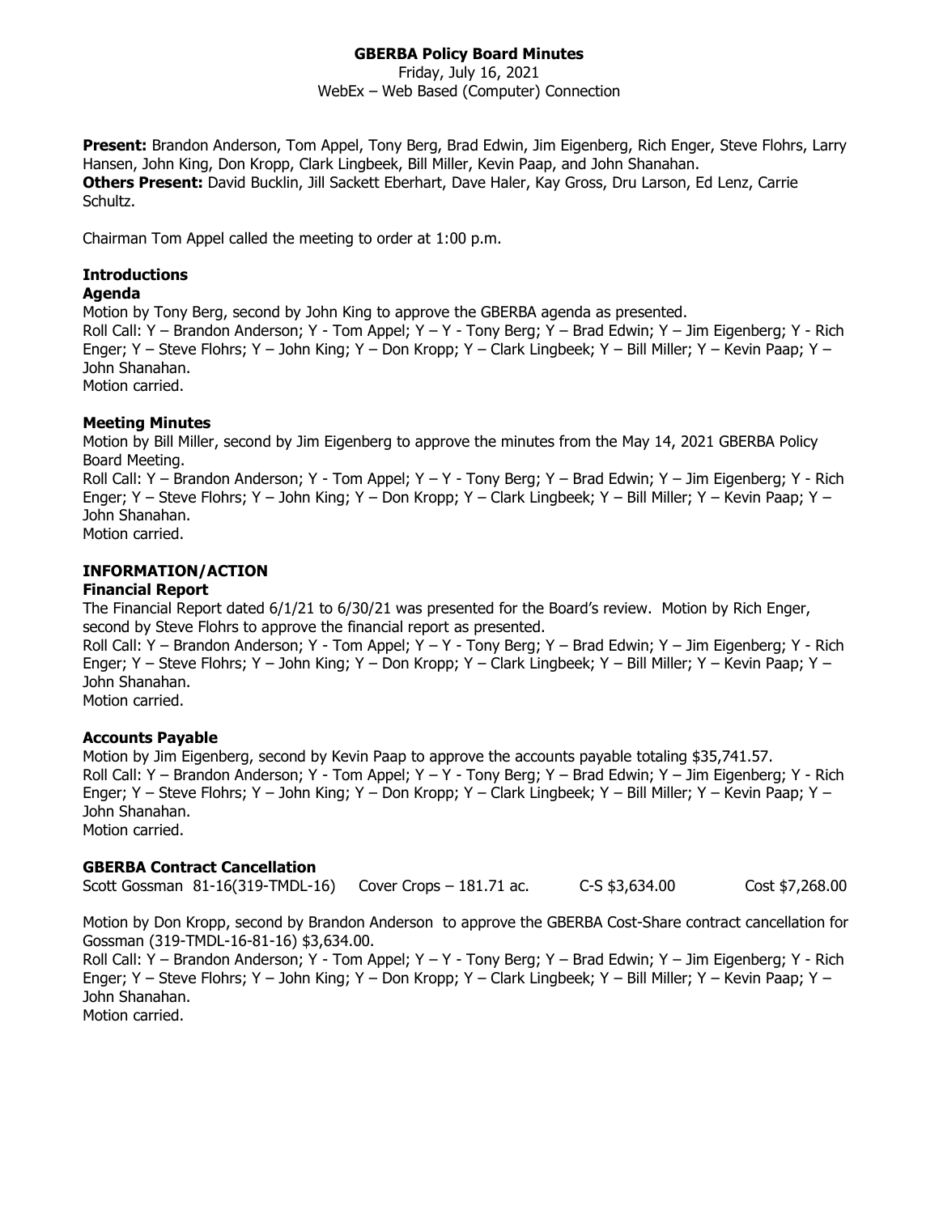# GBERBA Policy Board Minutes

Friday, July 16, 2021
WebEx – Web Based (Computer) Connection

**Present:** Brandon Anderson, Tom Appel, Tony Berg, Brad Edwin, Jim Eigenberg, Rich Enger, Steve Flohrs, Larry Hansen, John King, Don Kropp, Clark Lingbeek, Bill Miller, Kevin Paap, and John Shanahan.
**Others Present:** David Bucklin, Jill Sackett Eberhart, Dave Haler, Kay Gross, Dru Larson, Ed Lenz, Carrie Schultz.

Chairman Tom Appel called the meeting to order at 1:00 p.m.

### Introductions

### Agenda

Motion by Tony Berg, second by John King to approve the GBERBA agenda as presented.
Roll Call: Y – Brandon Anderson; Y - Tom Appel; Y – Y - Tony Berg; Y – Brad Edwin; Y – Jim Eigenberg; Y - Rich Enger; Y – Steve Flohrs; Y – John King; Y – Don Kropp; Y – Clark Lingbeek; Y – Bill Miller; Y – Kevin Paap; Y – John Shanahan.
Motion carried.

### Meeting Minutes

Motion by Bill Miller, second by Jim Eigenberg to approve the minutes from the May 14, 2021 GBERBA Policy Board Meeting.
Roll Call: Y – Brandon Anderson; Y - Tom Appel; Y – Y - Tony Berg; Y – Brad Edwin; Y – Jim Eigenberg; Y - Rich Enger; Y – Steve Flohrs; Y – John King; Y – Don Kropp; Y – Clark Lingbeek; Y – Bill Miller; Y – Kevin Paap; Y – John Shanahan.
Motion carried.

## INFORMATION/ACTION

### Financial Report

The Financial Report dated 6/1/21 to 6/30/21 was presented for the Board's review. Motion by Rich Enger, second by Steve Flohrs to approve the financial report as presented.
Roll Call: Y – Brandon Anderson; Y - Tom Appel; Y – Y - Tony Berg; Y – Brad Edwin; Y – Jim Eigenberg; Y - Rich Enger; Y – Steve Flohrs; Y – John King; Y – Don Kropp; Y – Clark Lingbeek; Y – Bill Miller; Y – Kevin Paap; Y – John Shanahan.
Motion carried.

### Accounts Payable

Motion by Jim Eigenberg, second by Kevin Paap to approve the accounts payable totaling $35,741.57.
Roll Call: Y – Brandon Anderson; Y - Tom Appel; Y – Y - Tony Berg; Y – Brad Edwin; Y – Jim Eigenberg; Y - Rich Enger; Y – Steve Flohrs; Y – John King; Y – Don Kropp; Y – Clark Lingbeek; Y – Bill Miller; Y – Kevin Paap; Y – John Shanahan.
Motion carried.

### GBERBA Contract Cancellation

Scott Gossman 81-16(319-TMDL-16) Cover Crops – 181.71 ac. C-S $3,634.00 Cost $7,268.00

Motion by Don Kropp, second by Brandon Anderson to approve the GBERBA Cost-Share contract cancellation for Gossman (319-TMDL-16-81-16) $3,634.00.
Roll Call: Y – Brandon Anderson; Y - Tom Appel; Y – Y - Tony Berg; Y – Brad Edwin; Y – Jim Eigenberg; Y - Rich Enger; Y – Steve Flohrs; Y – John King; Y – Don Kropp; Y – Clark Lingbeek; Y – Bill Miller; Y – Kevin Paap; Y – John Shanahan.
Motion carried.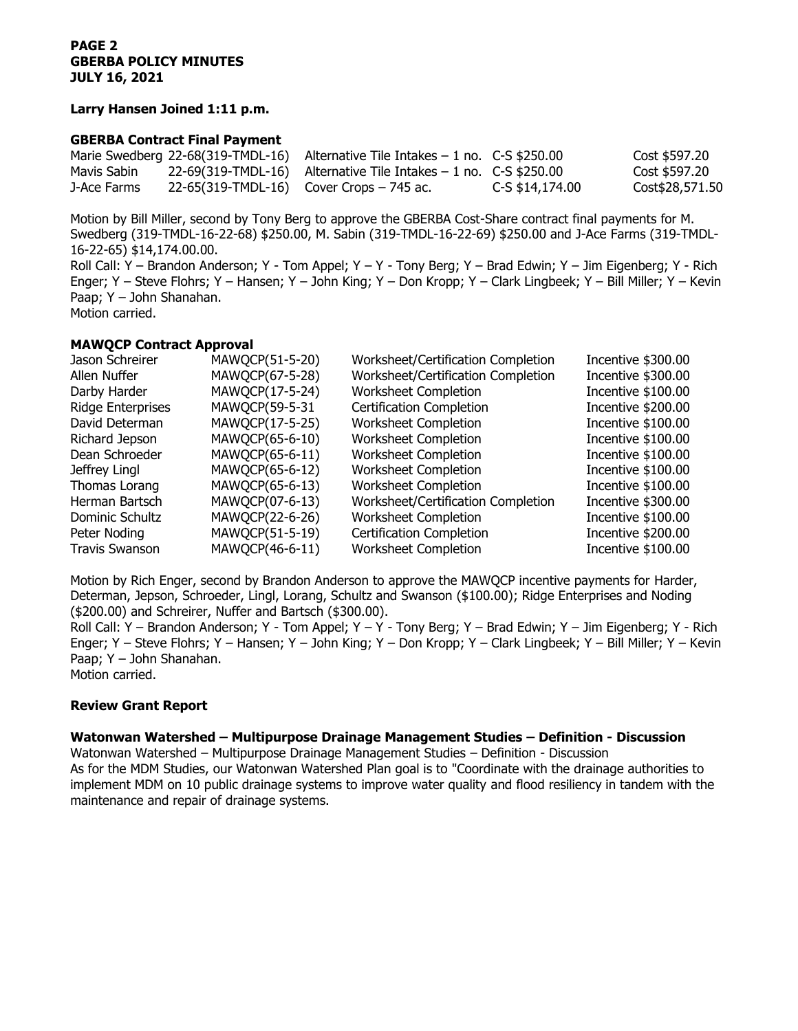**Larry Hansen Joined 1:11 p.m.**

**GBERBA Contract Final Payment**

| | | | | |
|---|---|---|---|---|
| Marie Swedberg | 22-68(319-TMDL-16) | Alternative Tile Intakes – 1 no. | C-S $250.00 | Cost $597.20 |
| Mavis Sabin | 22-69(319-TMDL-16) | Alternative Tile Intakes – 1 no. | C-S $250.00 | Cost $597.20 |
| J-Ace Farms | 22-65(319-TMDL-16) | Cover Crops – 745 ac. | C-S $14,174.00 | Cost$28,571.50 |

Motion by Bill Miller, second by Tony Berg to approve the GBERBA Cost-Share contract final payments for M. Swedberg (319-TMDL-16-22-68) $250.00, M. Sabin (319-TMDL-16-22-69) $250.00 and J-Ace Farms (319-TMDL-16-22-65) $14,174.00.00.

Roll Call: Y – Brandon Anderson; Y - Tom Appel; Y – Y - Tony Berg; Y – Brad Edwin; Y – Jim Eigenberg; Y - Rich Enger; Y – Steve Flohrs; Y – Hansen; Y – John King; Y – Don Kropp; Y – Clark Lingbeek; Y – Bill Miller; Y – Kevin Paap; Y – John Shanahan.

Motion carried.

**MAWQCP Contract Approval**

| | | | |
|---|---|---|---|
| Jason Schreirer | MAWQCP(51-5-20) | Worksheet/Certification Completion | Incentive $300.00 |
| Allen Nuffer | MAWQCP(67-5-28) | Worksheet/Certification Completion | Incentive $300.00 |
| Darby Harder | MAWQCP(17-5-24) | Worksheet Completion | Incentive $100.00 |
| Ridge Enterprises | MAWQCP(59-5-31 | Certification Completion | Incentive $200.00 |
| David Determan | MAWQCP(17-5-25) | Worksheet Completion | Incentive $100.00 |
| Richard Jepson | MAWQCP(65-6-10) | Worksheet Completion | Incentive $100.00 |
| Dean Schroeder | MAWQCP(65-6-11) | Worksheet Completion | Incentive $100.00 |
| Jeffrey Lingl | MAWQCP(65-6-12) | Worksheet Completion | Incentive $100.00 |
| Thomas Lorang | MAWQCP(65-6-13) | Worksheet Completion | Incentive $100.00 |
| Herman Bartsch | MAWQCP(07-6-13) | Worksheet/Certification Completion | Incentive $300.00 |
| Dominic Schultz | MAWQCP(22-6-26) | Worksheet Completion | Incentive $100.00 |
| Peter Noding | MAWQCP(51-5-19) | Certification Completion | Incentive $200.00 |
| Travis Swanson | MAWQCP(46-6-11) | Worksheet Completion | Incentive $100.00 |

Motion by Rich Enger, second by Brandon Anderson to approve the MAWQCP incentive payments for Harder, Determan, Jepson, Schroeder, Lingl, Lorang, Schultz and Swanson ($100.00); Ridge Enterprises and Noding ($200.00) and Schreirer, Nuffer and Bartsch ($300.00).

Roll Call: Y – Brandon Anderson; Y - Tom Appel; Y – Y - Tony Berg; Y – Brad Edwin; Y – Jim Eigenberg; Y - Rich Enger; Y – Steve Flohrs; Y – Hansen; Y – John King; Y – Don Kropp; Y – Clark Lingbeek; Y – Bill Miller; Y – Kevin Paap; Y – John Shanahan.

Motion carried.

**Review Grant Report**

**Watonwan Watershed – Multipurpose Drainage Management Studies – Definition - Discussion**

Watonwan Watershed – Multipurpose Drainage Management Studies – Definition - Discussion

As for the MDM Studies, our Watonwan Watershed Plan goal is to "Coordinate with the drainage authorities to implement MDM on 10 public drainage systems to improve water quality and flood resiliency in tandem with the maintenance and repair of drainage systems.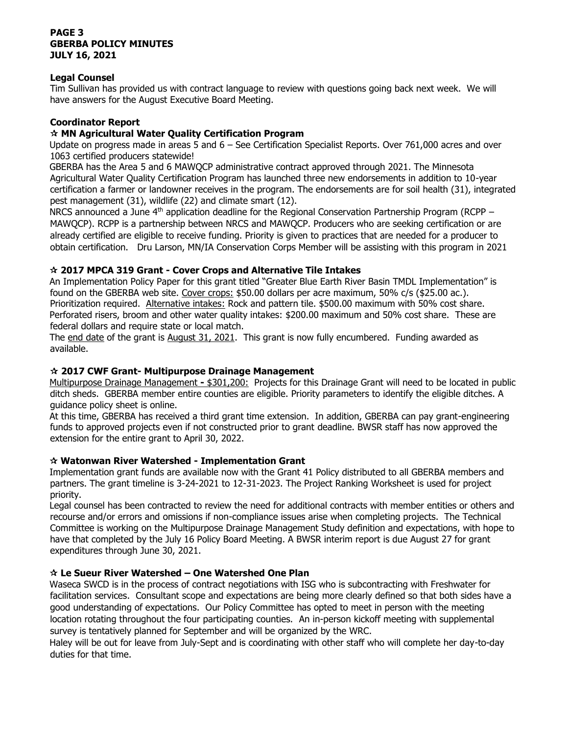## Legal Counsel

Tim Sullivan has provided us with contract language to review with questions going back next week. We will have answers for the August Executive Board Meeting.

## Coordinator Report

### ☆ MN Agricultural Water Quality Certification Program

Update on progress made in areas 5 and 6 – See Certification Specialist Reports. Over 761,000 acres and over 1063 certified producers statewide!

GBERBA has the Area 5 and 6 MAWQCP administrative contract approved through 2021. The Minnesota Agricultural Water Quality Certification Program has launched three new endorsements in addition to 10-year certification a farmer or landowner receives in the program. The endorsements are for soil health (31), integrated pest management (31), wildlife (22) and climate smart (12).

NRCS announced a June 4th application deadline for the Regional Conservation Partnership Program (RCPP – MAWQCP). RCPP is a partnership between NRCS and MAWQCP. Producers who are seeking certification or are already certified are eligible to receive funding. Priority is given to practices that are needed for a producer to obtain certification. Dru Larson, MN/IA Conservation Corps Member will be assisting with this program in 2021

### ☆ 2017 MPCA 319 Grant - Cover Crops and Alternative Tile Intakes

An Implementation Policy Paper for this grant titled "Greater Blue Earth River Basin TMDL Implementation" is found on the GBERBA web site. Cover crops: $50.00 dollars per acre maximum, 50% c/s ($25.00 ac.). Prioritization required. Alternative intakes: Rock and pattern tile. $500.00 maximum with 50% cost share. Perforated risers, broom and other water quality intakes: $200.00 maximum and 50% cost share. These are federal dollars and require state or local match.

The end date of the grant is August 31, 2021. This grant is now fully encumbered. Funding awarded as available.

### ☆ 2017 CWF Grant- Multipurpose Drainage Management

Multipurpose Drainage Management - $301,200: Projects for this Drainage Grant will need to be located in public ditch sheds. GBERBA member entire counties are eligible. Priority parameters to identify the eligible ditches. A guidance policy sheet is online.

At this time, GBERBA has received a third grant time extension. In addition, GBERBA can pay grant-engineering funds to approved projects even if not constructed prior to grant deadline. BWSR staff has now approved the extension for the entire grant to April 30, 2022.

### ☆ Watonwan River Watershed - Implementation Grant

Implementation grant funds are available now with the Grant 41 Policy distributed to all GBERBA members and partners. The grant timeline is 3-24-2021 to 12-31-2023. The Project Ranking Worksheet is used for project priority.

Legal counsel has been contracted to review the need for additional contracts with member entities or others and recourse and/or errors and omissions if non-compliance issues arise when completing projects. The Technical Committee is working on the Multipurpose Drainage Management Study definition and expectations, with hope to have that completed by the July 16 Policy Board Meeting. A BWSR interim report is due August 27 for grant expenditures through June 30, 2021.

### ☆ Le Sueur River Watershed – One Watershed One Plan

Waseca SWCD is in the process of contract negotiations with ISG who is subcontracting with Freshwater for facilitation services. Consultant scope and expectations are being more clearly defined so that both sides have a good understanding of expectations. Our Policy Committee has opted to meet in person with the meeting location rotating throughout the four participating counties. An in-person kickoff meeting with supplemental survey is tentatively planned for September and will be organized by the WRC.

Haley will be out for leave from July-Sept and is coordinating with other staff who will complete her day-to-day duties for that time.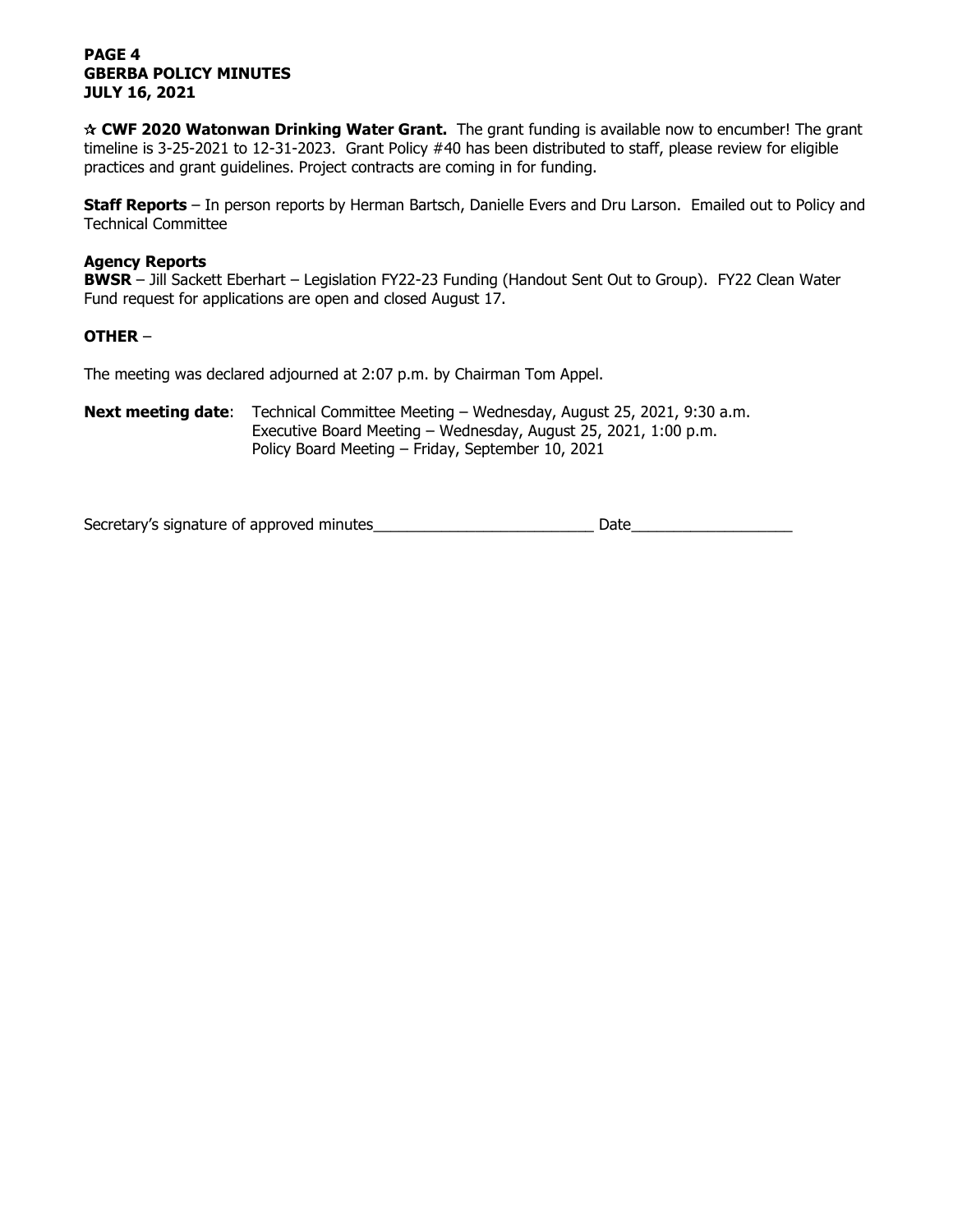☆ **CWF 2020 Watonwan Drinking Water Grant.** The grant funding is available now to encumber! The grant timeline is 3-25-2021 to 12-31-2023. Grant Policy #40 has been distributed to staff, please review for eligible practices and grant guidelines. Project contracts are coming in for funding.

**Staff Reports** – In person reports by Herman Bartsch, Danielle Evers and Dru Larson. Emailed out to Policy and Technical Committee

**Agency Reports**
**BWSR** – Jill Sackett Eberhart – Legislation FY22-23 Funding (Handout Sent Out to Group). FY22 Clean Water Fund request for applications are open and closed August 17.

**OTHER** –

The meeting was declared adjourned at 2:07 p.m. by Chairman Tom Appel.

**Next meeting date**: Technical Committee Meeting – Wednesday, August 25, 2021, 9:30 a.m.
Executive Board Meeting – Wednesday, August 25, 2021, 1:00 p.m.
Policy Board Meeting – Friday, September 10, 2021

Secretary's signature of approved minutes__________________________ Date___________________